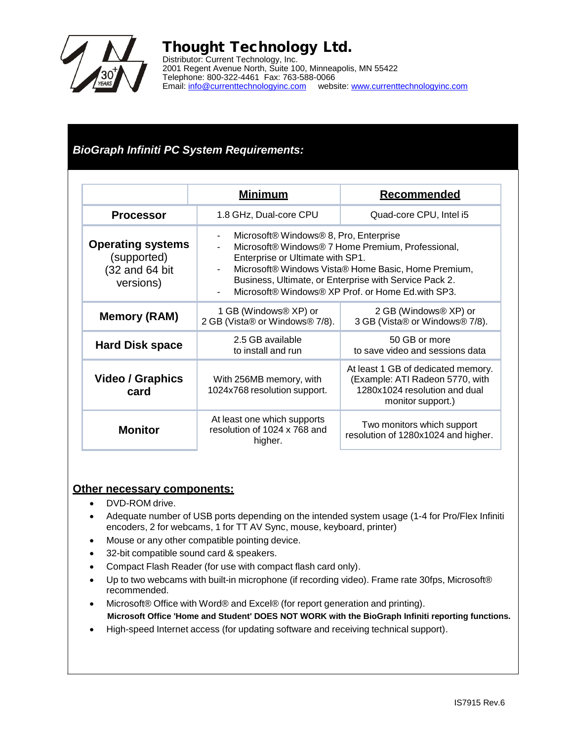# Thought Technology Ltd.

Distributor: Current Technology, Inc.
2001 Regent Avenue North, Suite 100, Minneapolis, MN 55422
Telephone: 800-322-4461 Fax: 763-588-0066
Email: info@currenttechnologyinc.com website: www.currenttechnologyinc.com

## *BioGraph Infiniti PC System Requirements:*

| | **Minimum** | **Recommended** |
|---|---|---|
| **Processor** | 1.8 GHz, Dual-core CPU | Quad-core CPU, Intel i5 |
| **Operating systems** (supported) (32 and 64 bit versions) | - Microsoft® Windows® 8, Pro, Enterprise<br>- Microsoft® Windows® 7 Home Premium, Professional, Enterprise or Ultimate with SP1.<br>- Microsoft® Windows Vista® Home Basic, Home Premium, Business, Ultimate, or Enterprise with Service Pack 2.<br>- Microsoft® Windows® XP Prof. or Home Ed.with SP3. | |
| **Memory (RAM)** | 1 GB (Windows® XP) or 2 GB (Vista® or Windows® 7/8). | 2 GB (Windows® XP) or 3 GB (Vista® or Windows® 7/8). |
| **Hard Disk space** | 2.5 GB available to install and run | 50 GB or more to save video and sessions data |
| **Video / Graphics card** | With 256MB memory, with 1024x768 resolution support. | At least 1 GB of dedicated memory. (Example: ATI Radeon 5770, with 1280x1024 resolution and dual monitor support.) |
| **Monitor** | At least one which supports resolution of 1024 x 768 and higher. | Two monitors which support resolution of 1280x1024 and higher. |

### Other necessary components:

- DVD-ROM drive.
- Adequate number of USB ports depending on the intended system usage (1-4 for Pro/Flex Infiniti encoders, 2 for webcams, 1 for TT AV Sync, mouse, keyboard, printer)
- Mouse or any other compatible pointing device.
- 32-bit compatible sound card & speakers.
- Compact Flash Reader (for use with compact flash card only).
- Up to two webcams with built-in microphone (if recording video). Frame rate 30fps, Microsoft® recommended.
- Microsoft® Office with Word® and Excel® (for report generation and printing).
  **Microsoft Office 'Home and Student' DOES NOT WORK with the BioGraph Infiniti reporting functions.**
- High-speed Internet access (for updating software and receiving technical support).

IS7915 Rev.6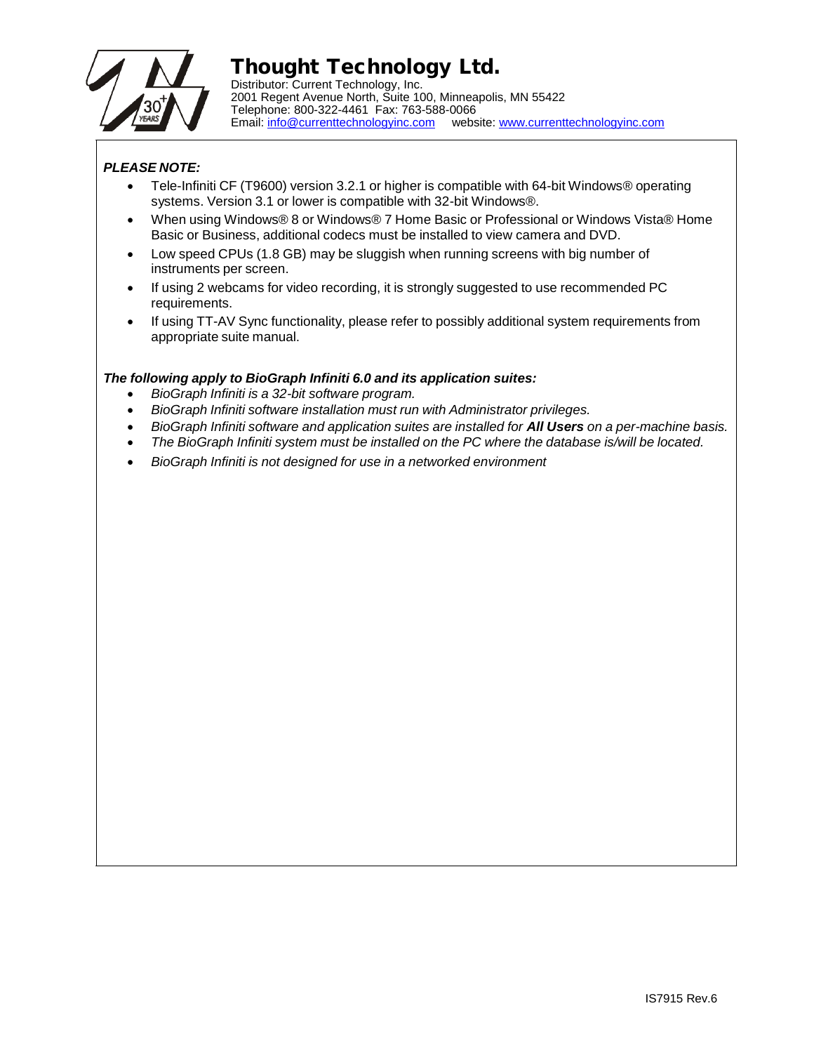# Thought Technology Ltd.

Distributor: Current Technology, Inc.
2001 Regent Avenue North, Suite 100, Minneapolis, MN 55422
Telephone: 800-322-4461 Fax: 763-588-0066
Email: info@currenttechnologyinc.com website: www.currenttechnologyinc.com

***PLEASE NOTE:***

- Tele-Infiniti CF (T9600) version 3.2.1 or higher is compatible with 64-bit Windows® operating systems. Version 3.1 or lower is compatible with 32-bit Windows®.
- When using Windows® 8 or Windows® 7 Home Basic or Professional or Windows Vista® Home Basic or Business, additional codecs must be installed to view camera and DVD.
- Low speed CPUs (1.8 GB) may be sluggish when running screens with big number of instruments per screen.
- If using 2 webcams for video recording, it is strongly suggested to use recommended PC requirements.
- If using TT-AV Sync functionality, please refer to possibly additional system requirements from appropriate suite manual.

***The following apply to BioGraph Infiniti 6.0 and its application suites:***

- *BioGraph Infiniti is a 32-bit software program.*
- *BioGraph Infiniti software installation must run with Administrator privileges.*
- *BioGraph Infiniti software and application suites are installed for **All Users** on a per-machine basis.*
- *The BioGraph Infiniti system must be installed on the PC where the database is/will be located.*
- *BioGraph Infiniti is not designed for use in a networked environment*

IS7915 Rev.6